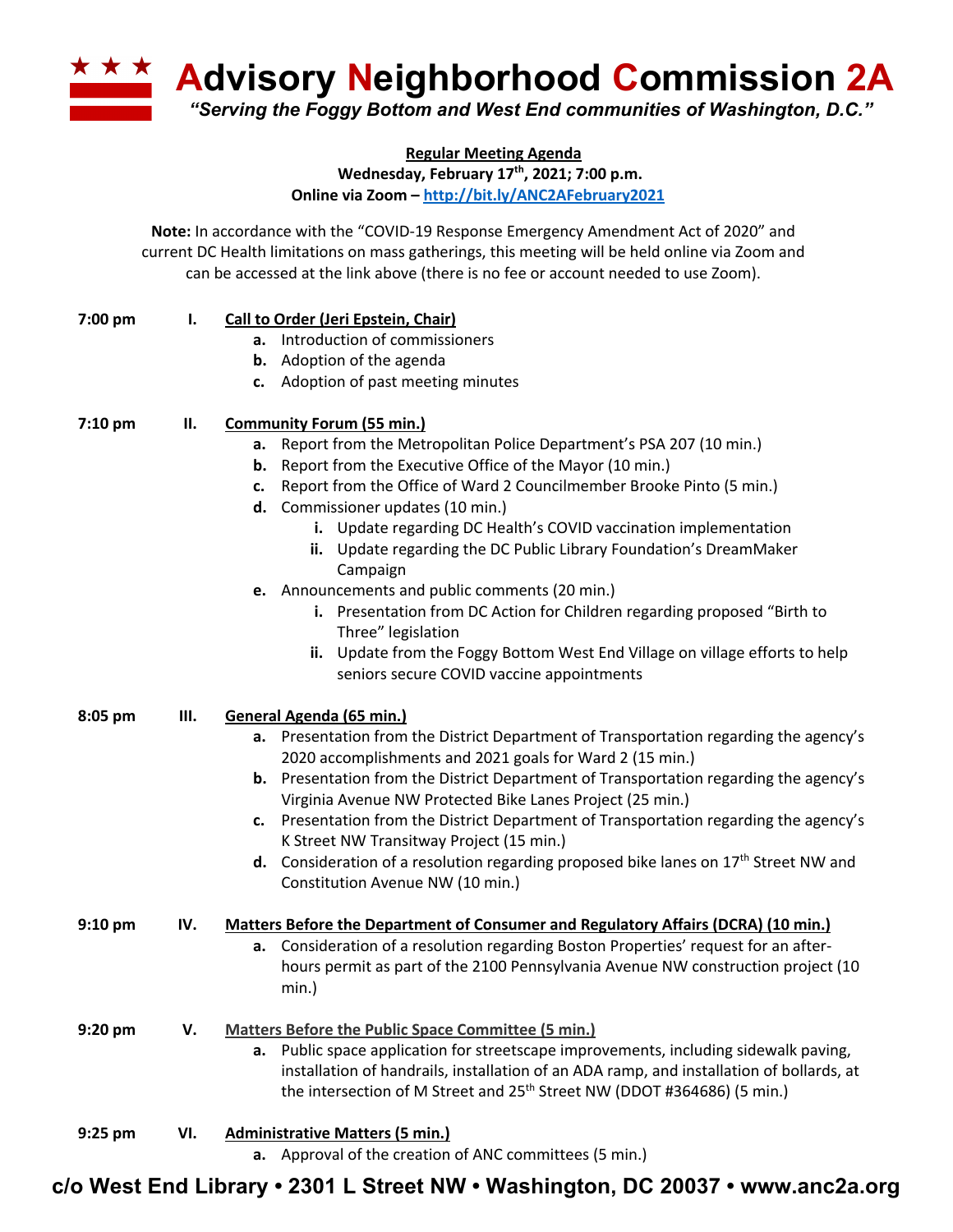# Advisory Neighborhood Commission 2A

*"Serving the Foggy Bottom and West End communities of Washington, D.C."*

**Regular Meeting Agenda**
**Wednesday, February 17th, 2021; 7:00 p.m.**
**Online via Zoom – http://bit.ly/ANC2AFebruary2021**

**Note:** In accordance with the "COVID-19 Response Emergency Amendment Act of 2020" and current DC Health limitations on mass gatherings, this meeting will be held online via Zoom and can be accessed at the link above (there is no fee or account needed to use Zoom).

**7:00 pm** **I. Call to Order (Jeri Epstein, Chair)**

- **a.** Introduction of commissioners
- **b.** Adoption of the agenda
- **c.** Adoption of past meeting minutes

**7:10 pm** **II. Community Forum (55 min.)**

- **a.** Report from the Metropolitan Police Department's PSA 207 (10 min.)
- **b.** Report from the Executive Office of the Mayor (10 min.)
- **c.** Report from the Office of Ward 2 Councilmember Brooke Pinto (5 min.)
- **d.** Commissioner updates (10 min.)
  - **i.** Update regarding DC Health's COVID vaccination implementation
  - **ii.** Update regarding the DC Public Library Foundation's DreamMaker Campaign
- **e.** Announcements and public comments (20 min.)
  - **i.** Presentation from DC Action for Children regarding proposed "Birth to Three" legislation
  - **ii.** Update from the Foggy Bottom West End Village on village efforts to help seniors secure COVID vaccine appointments

**8:05 pm** **III. General Agenda (65 min.)**

- **a.** Presentation from the District Department of Transportation regarding the agency's 2020 accomplishments and 2021 goals for Ward 2 (15 min.)
- **b.** Presentation from the District Department of Transportation regarding the agency's Virginia Avenue NW Protected Bike Lanes Project (25 min.)
- **c.** Presentation from the District Department of Transportation regarding the agency's K Street NW Transitway Project (15 min.)
- **d.** Consideration of a resolution regarding proposed bike lanes on 17th Street NW and Constitution Avenue NW (10 min.)

**9:10 pm** **IV. Matters Before the Department of Consumer and Regulatory Affairs (DCRA) (10 min.)**

- **a.** Consideration of a resolution regarding Boston Properties' request for an after-hours permit as part of the 2100 Pennsylvania Avenue NW construction project (10 min.)

**9:20 pm** **V. Matters Before the Public Space Committee (5 min.)**

- **a.** Public space application for streetscape improvements, including sidewalk paving, installation of handrails, installation of an ADA ramp, and installation of bollards, at the intersection of M Street and 25th Street NW (DDOT #364686) (5 min.)

**9:25 pm** **VI. Administrative Matters (5 min.)**

- **a.** Approval of the creation of ANC committees (5 min.)

**c/o West End Library • 2301 L Street NW • Washington, DC 20037 • www.anc2a.org**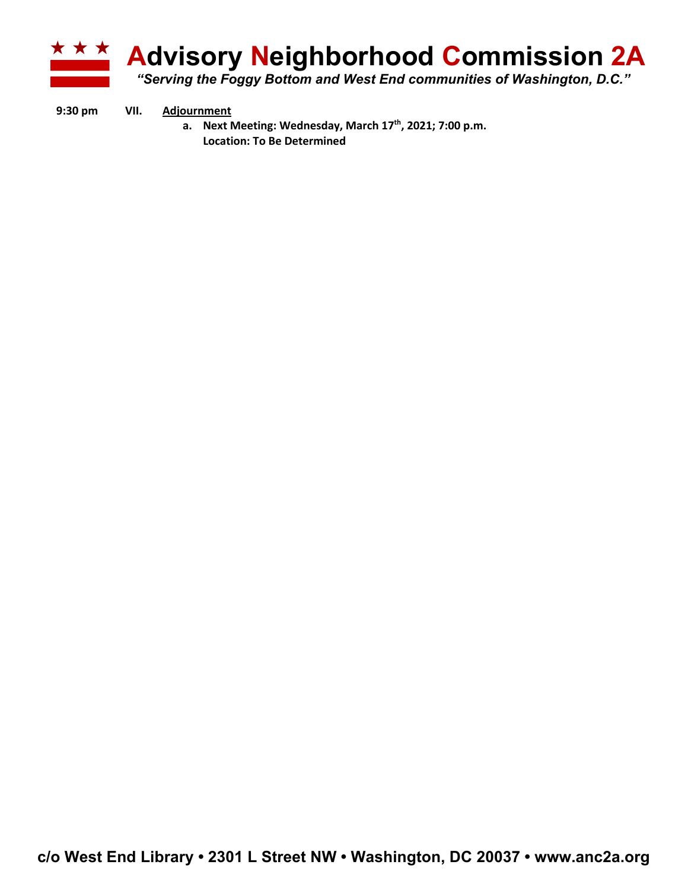**9:30 pm VII. Adjournment**

a. **Next Meeting: Wednesday, March 17th, 2021; 7:00 p.m.**
   **Location: To Be Determined**